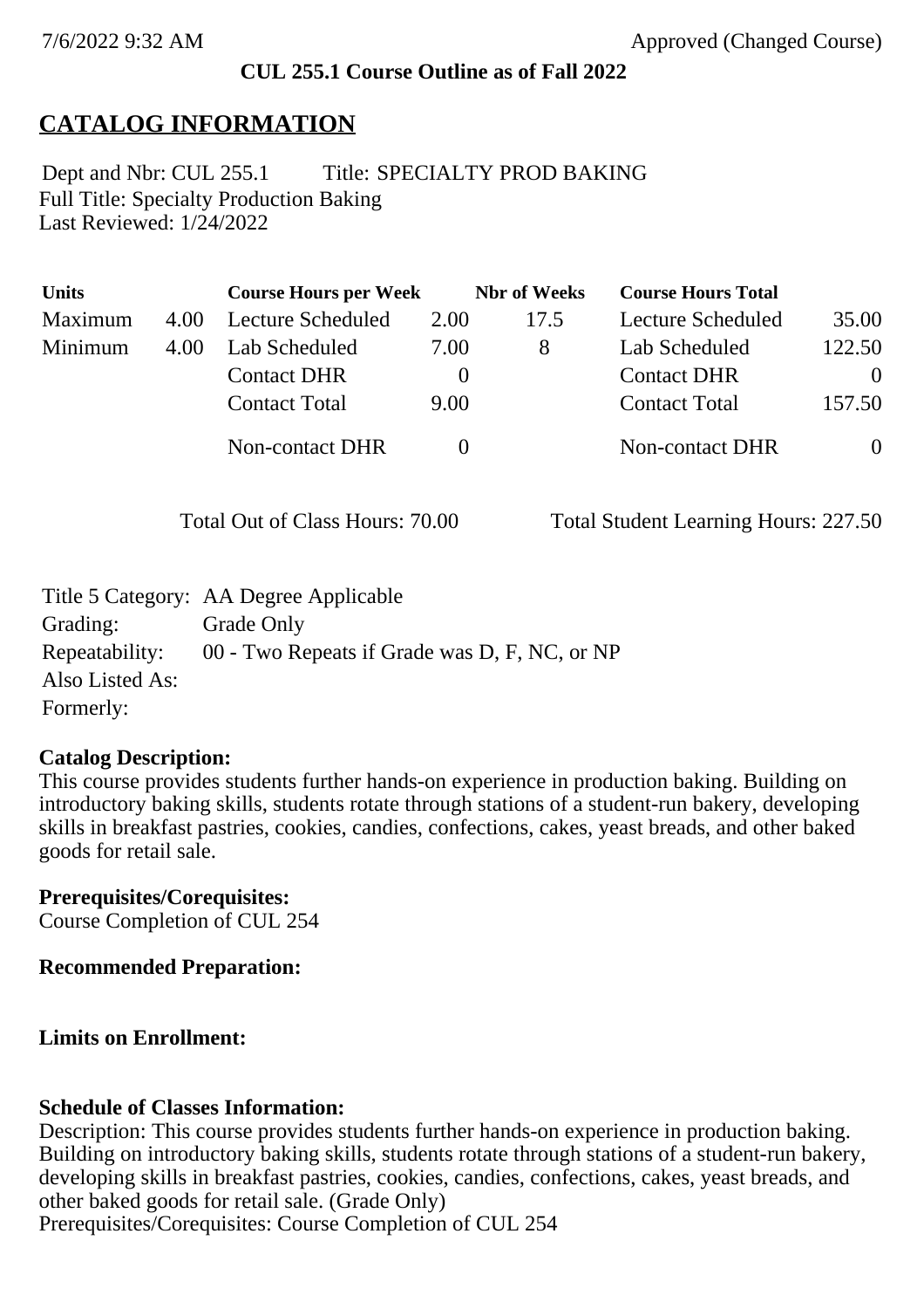**CUL 255.1 Course Outline as of Fall 2022**

# CATALOG INFORMATION

Dept and Nbr: CUL 255.1 Title: SPECIALTY PROD BAKING
Full Title: Specialty Production Baking
Last Reviewed: 1/24/2022

| Units | | Course Hours per Week | | Nbr of Weeks | Course Hours Total | |
|---|---|---|---|---|---|---|
| Maximum | 4.00 | Lecture Scheduled | 2.00 | 17.5 | Lecture Scheduled | 35.00 |
| Minimum | 4.00 | Lab Scheduled | 7.00 | 8 | Lab Scheduled | 122.50 |
| | | Contact DHR | 0 | | Contact DHR | 0 |
| | | Contact Total | 9.00 | | Contact Total | 157.50 |
| | | Non-contact DHR | 0 | | Non-contact DHR | 0 |

Total Out of Class Hours: 70.00 Total Student Learning Hours: 227.50

Title 5 Category: AA Degree Applicable
Grading: Grade Only
Repeatability: 00 - Two Repeats if Grade was D, F, NC, or NP
Also Listed As:
Formerly:

**Catalog Description:**
This course provides students further hands-on experience in production baking. Building on introductory baking skills, students rotate through stations of a student-run bakery, developing skills in breakfast pastries, cookies, candies, confections, cakes, yeast breads, and other baked goods for retail sale.

**Prerequisites/Corequisites:**
Course Completion of CUL 254

**Recommended Preparation:**

**Limits on Enrollment:**

**Schedule of Classes Information:**
Description: This course provides students further hands-on experience in production baking. Building on introductory baking skills, students rotate through stations of a student-run bakery, developing skills in breakfast pastries, cookies, candies, confections, cakes, yeast breads, and other baked goods for retail sale. (Grade Only)
Prerequisites/Corequisites: Course Completion of CUL 254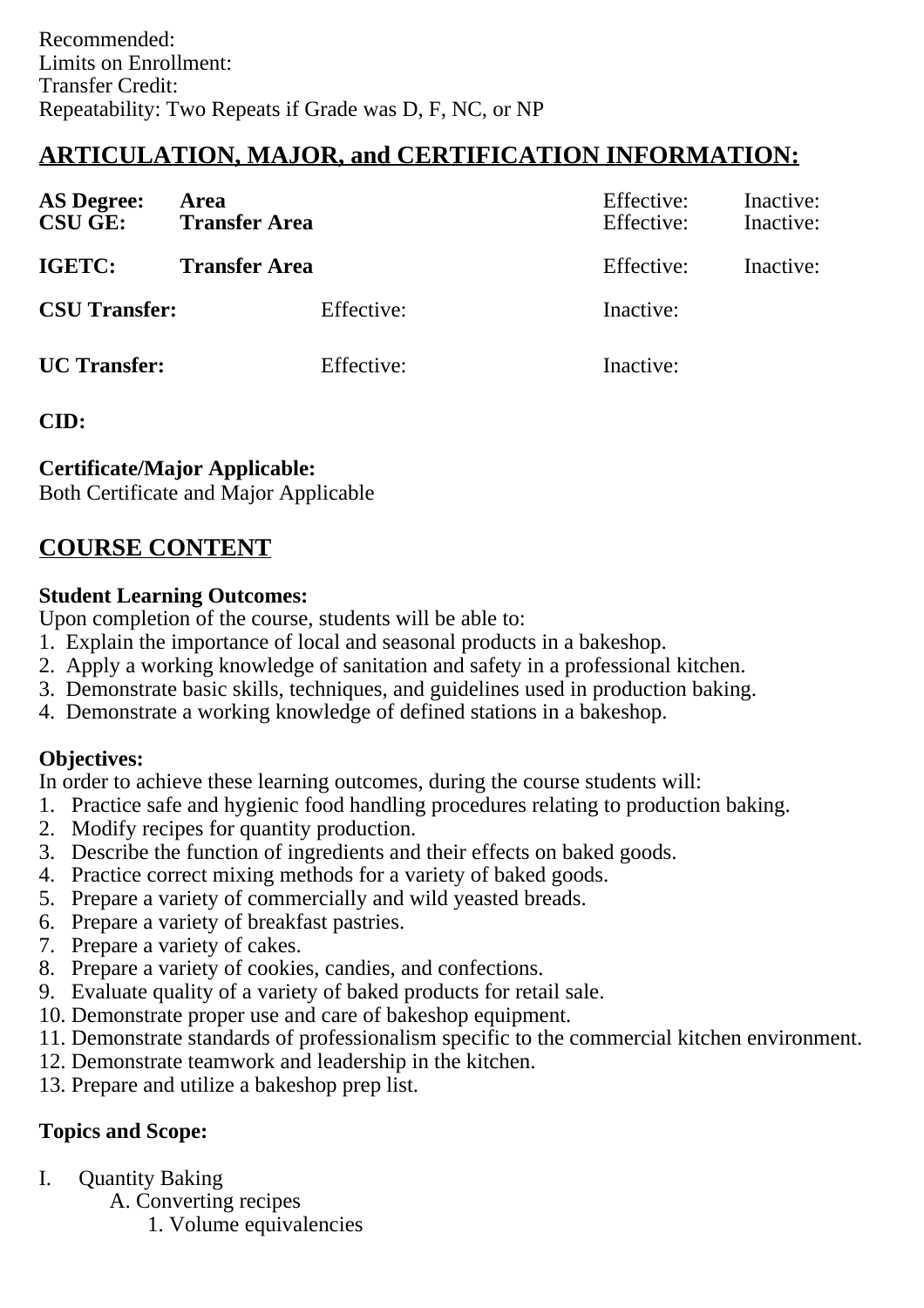Recommended:
Limits on Enrollment:
Transfer Credit:
Repeatability: Two Repeats if Grade was D, F, NC, or NP

## ARTICULATION, MAJOR, and CERTIFICATION INFORMATION:

| | | | | |
|---|---|---|---|---|
| **AS Degree:** | **Area** | | Effective: | Inactive: |
| **CSU GE:** | **Transfer Area** | | Effective: | Inactive: |
| **IGETC:** | **Transfer Area** | | Effective: | Inactive: |
| **CSU Transfer:** | | Effective: | Inactive: | |
| **UC Transfer:** | | Effective: | Inactive: | |

**CID:**

**Certificate/Major Applicable:**
Both Certificate and Major Applicable

## COURSE CONTENT

**Student Learning Outcomes:**
Upon completion of the course, students will be able to:
1. Explain the importance of local and seasonal products in a bakeshop.
2. Apply a working knowledge of sanitation and safety in a professional kitchen.
3. Demonstrate basic skills, techniques, and guidelines used in production baking.
4. Demonstrate a working knowledge of defined stations in a bakeshop.

**Objectives:**
In order to achieve these learning outcomes, during the course students will:
1. Practice safe and hygienic food handling procedures relating to production baking.
2. Modify recipes for quantity production.
3. Describe the function of ingredients and their effects on baked goods.
4. Practice correct mixing methods for a variety of baked goods.
5. Prepare a variety of commercially and wild yeasted breads.
6. Prepare a variety of breakfast pastries.
7. Prepare a variety of cakes.
8. Prepare a variety of cookies, candies, and confections.
9. Evaluate quality of a variety of baked products for retail sale.
10. Demonstrate proper use and care of bakeshop equipment.
11. Demonstrate standards of professionalism specific to the commercial kitchen environment.
12. Demonstrate teamwork and leadership in the kitchen.
13. Prepare and utilize a bakeshop prep list.

**Topics and Scope:**

I. Quantity Baking
   A. Converting recipes
      1. Volume equivalencies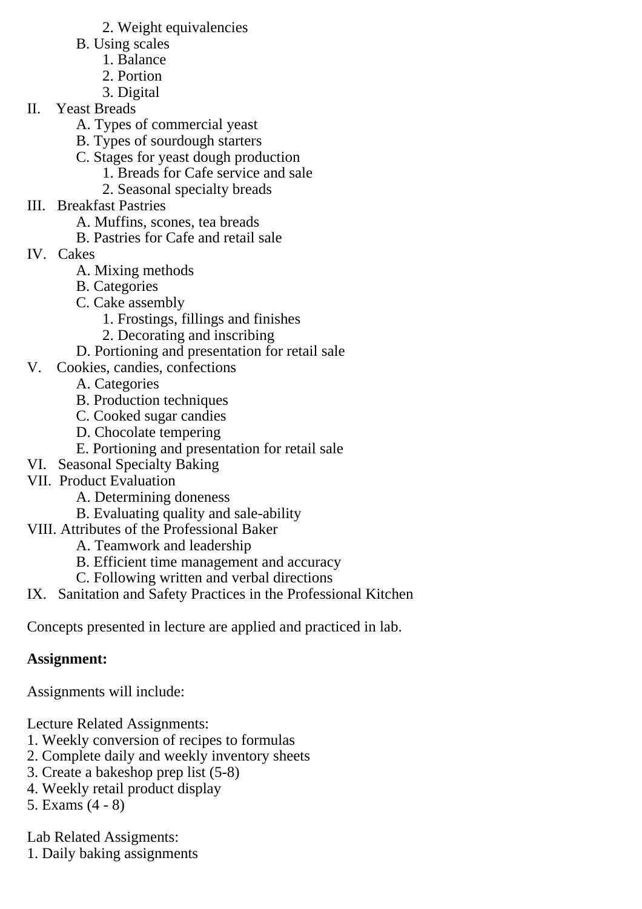2. Weight equivalencies
    B. Using scales
        1. Balance
        2. Portion
        3. Digital

II. Yeast Breads
    A. Types of commercial yeast
    B. Types of sourdough starters
    C. Stages for yeast dough production
        1. Breads for Cafe service and sale
        2. Seasonal specialty breads

III. Breakfast Pastries
    A. Muffins, scones, tea breads
    B. Pastries for Cafe and retail sale

IV. Cakes
    A. Mixing methods
    B. Categories
    C. Cake assembly
        1. Frostings, fillings and finishes
        2. Decorating and inscribing
    D. Portioning and presentation for retail sale

V. Cookies, candies, confections
    A. Categories
    B. Production techniques
    C. Cooked sugar candies
    D. Chocolate tempering
    E. Portioning and presentation for retail sale

VI. Seasonal Specialty Baking

VII. Product Evaluation
    A. Determining doneness
    B. Evaluating quality and sale-ability

VIII. Attributes of the Professional Baker
    A. Teamwork and leadership
    B. Efficient time management and accuracy
    C. Following written and verbal directions

IX. Sanitation and Safety Practices in the Professional Kitchen

Concepts presented in lecture are applied and practiced in lab.

**Assignment:**

Assignments will include:

Lecture Related Assignments:
1. Weekly conversion of recipes to formulas
2. Complete daily and weekly inventory sheets
3. Create a bakeshop prep list (5-8)
4. Weekly retail product display
5. Exams (4 - 8)

Lab Related Assigments:
1. Daily baking assignments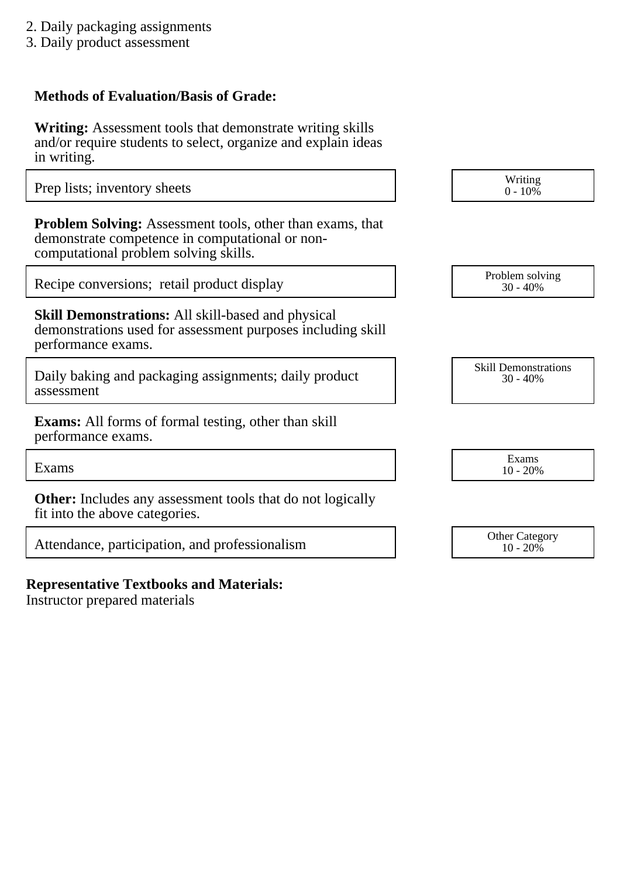2. Daily packaging assignments
3. Daily product assessment

**Methods of Evaluation/Basis of Grade:**

**Writing:** Assessment tools that demonstrate writing skills and/or require students to select, organize and explain ideas in writing.

| | |
|---|---|
| Prep lists; inventory sheets | Writing<br>0 - 10% |

**Problem Solving:** Assessment tools, other than exams, that demonstrate competence in computational or non-computational problem solving skills.

| | |
|---|---|
| Recipe conversions; retail product display | Problem solving<br>30 - 40% |

**Skill Demonstrations:** All skill-based and physical demonstrations used for assessment purposes including skill performance exams.

| | |
|---|---|
| Daily baking and packaging assignments; daily product assessment | Skill Demonstrations<br>30 - 40% |

**Exams:** All forms of formal testing, other than skill performance exams.

| | |
|---|---|
| Exams | Exams<br>10 - 20% |

**Other:** Includes any assessment tools that do not logically fit into the above categories.

| | |
|---|---|
| Attendance, participation, and professionalism | Other Category<br>10 - 20% |

**Representative Textbooks and Materials:**
Instructor prepared materials